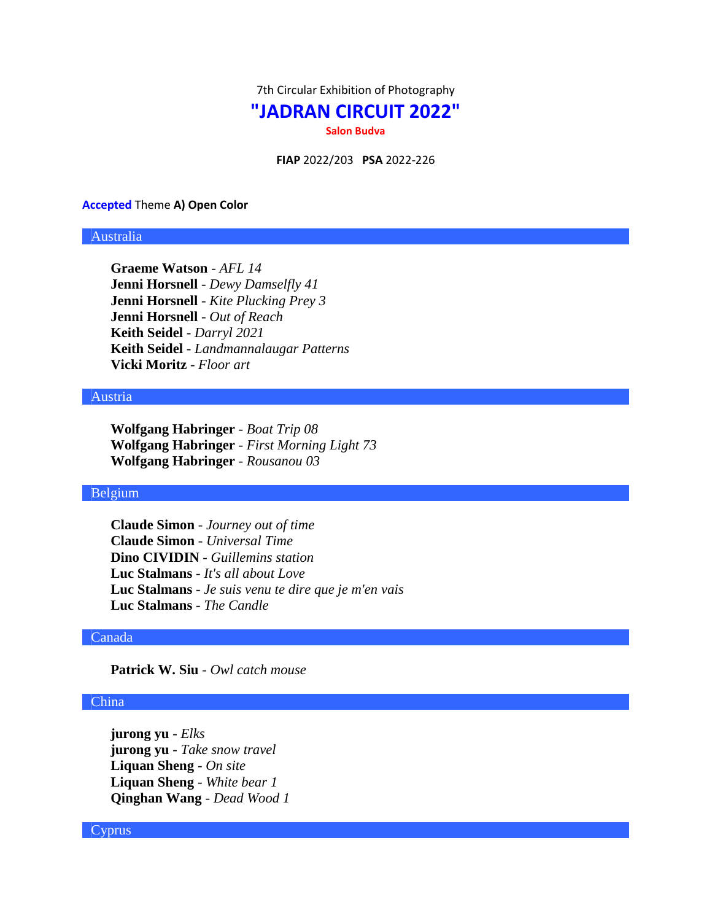7th Circular Exhibition of Photography

# "JADRAN CIRCUIT 2022"

**Salon Budva**

**FIAP** 2022/203 **PSA** 2022-226

**Accepted** Theme **A) Open Color**

## Australia

**Graeme Watson** - *AFL 14*
**Jenni Horsnell** - *Dewy Damselfly 41*
**Jenni Horsnell** - *Kite Plucking Prey 3*
**Jenni Horsnell** - *Out of Reach*
**Keith Seidel** - *Darryl 2021*
**Keith Seidel** - *Landmannalaugar Patterns*
**Vicki Moritz** - *Floor art*

## Austria

**Wolfgang Habringer** - *Boat Trip 08*
**Wolfgang Habringer** - *First Morning Light 73*
**Wolfgang Habringer** - *Rousanou 03*

## Belgium

**Claude Simon** - *Journey out of time*
**Claude Simon** - *Universal Time*
**Dino CIVIDIN** - *Guillemins station*
**Luc Stalmans** - *It's all about Love*
**Luc Stalmans** - *Je suis venu te dire que je m'en vais*
**Luc Stalmans** - *The Candle*

## Canada

**Patrick W. Siu** - *Owl catch mouse*

## China

**jurong yu** - *Elks*
**jurong yu** - *Take snow travel*
**Liquan Sheng** - *On site*
**Liquan Sheng** - *White bear 1*
**Qinghan Wang** - *Dead Wood 1*

## Cyprus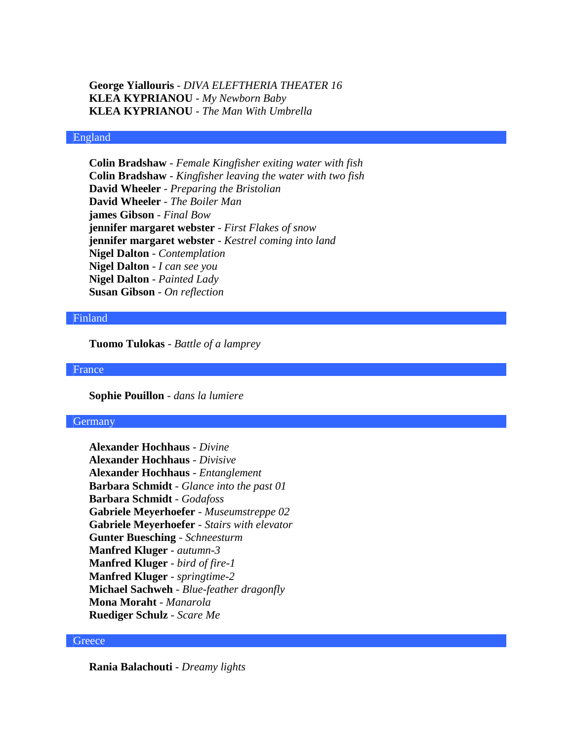**George Yiallouris** - *DIVA ELEFTHERIA THEATER 16*
**KLEA KYPRIANOU** - *My Newborn Baby*
**KLEA KYPRIANOU** - *The Man With Umbrella*

## England

**Colin Bradshaw** - *Female Kingfisher exiting water with fish*
**Colin Bradshaw** - *Kingfisher leaving the water with two fish*
**David Wheeler** - *Preparing the Bristolian*
**David Wheeler** - *The Boiler Man*
**james Gibson** - *Final Bow*
**jennifer margaret webster** - *First Flakes of snow*
**jennifer margaret webster** - *Kestrel coming into land*
**Nigel Dalton** - *Contemplation*
**Nigel Dalton** - *I can see you*
**Nigel Dalton** - *Painted Lady*
**Susan Gibson** - *On reflection*

## Finland

**Tuomo Tulokas** - *Battle of a lamprey*

## France

**Sophie Pouillon** - *dans la lumiere*

## Germany

**Alexander Hochhaus** - *Divine*
**Alexander Hochhaus** - *Divisive*
**Alexander Hochhaus** - *Entanglement*
**Barbara Schmidt** - *Glance into the past 01*
**Barbara Schmidt** - *Godafoss*
**Gabriele Meyerhoefer** - *Museumstreppe 02*
**Gabriele Meyerhoefer** - *Stairs with elevator*
**Gunter Buesching** - *Schneesturm*
**Manfred Kluger** - *autumn-3*
**Manfred Kluger** - *bird of fire-1*
**Manfred Kluger** - *springtime-2*
**Michael Sachweh** - *Blue-feather dragonfly*
**Mona Moraht** - *Manarola*
**Ruediger Schulz** - *Scare Me*

## Greece

**Rania Balachouti** - *Dreamy lights*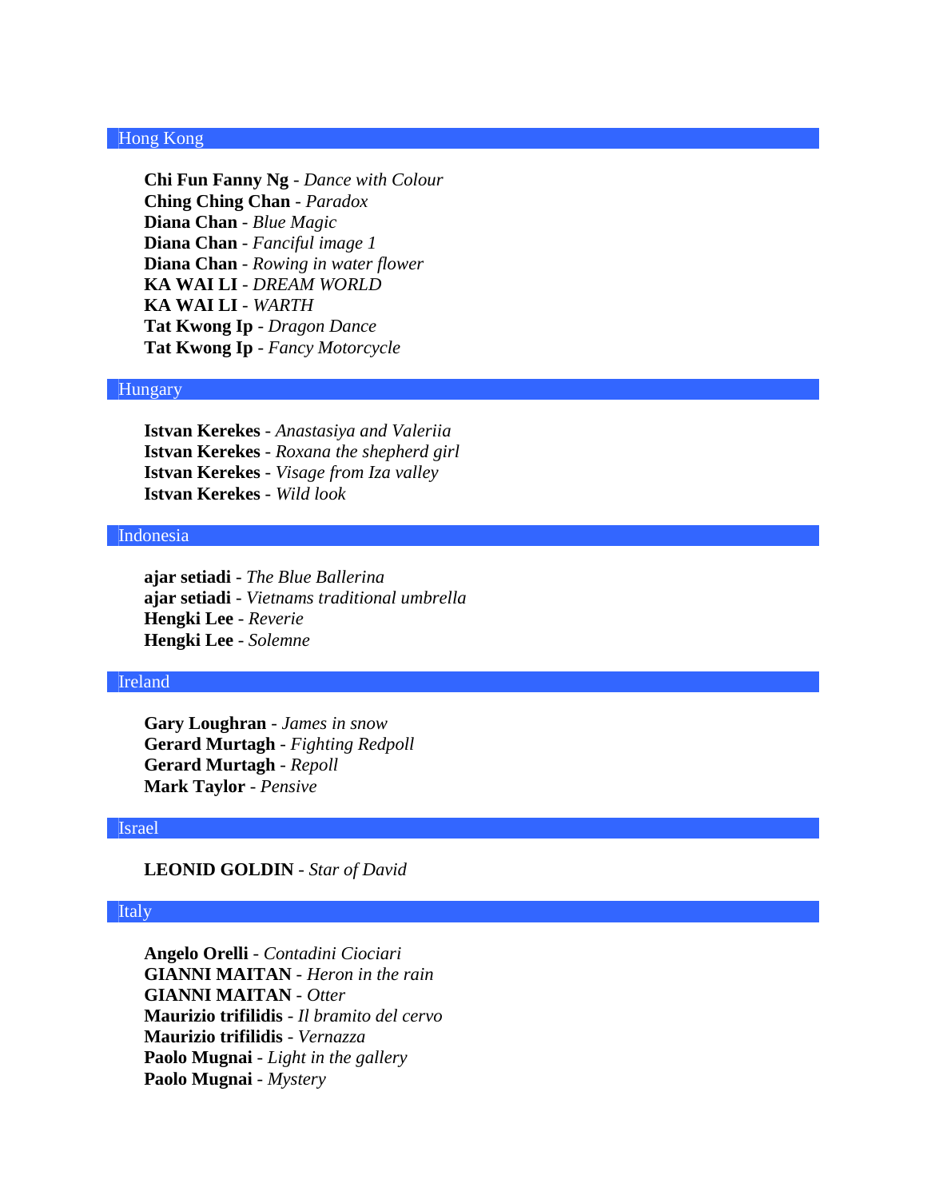## Hong Kong

**Chi Fun Fanny Ng** - *Dance with Colour*
**Ching Ching Chan** - *Paradox*
**Diana Chan** - *Blue Magic*
**Diana Chan** - *Fanciful image 1*
**Diana Chan** - *Rowing in water flower*
**KA WAI LI** - *DREAM WORLD*
**KA WAI LI** - *WARTH*
**Tat Kwong Ip** - *Dragon Dance*
**Tat Kwong Ip** - *Fancy Motorcycle*

## Hungary

**Istvan Kerekes** - *Anastasiya and Valeriia*
**Istvan Kerekes** - *Roxana the shepherd girl*
**Istvan Kerekes** - *Visage from Iza valley*
**Istvan Kerekes** - *Wild look*

## Indonesia

**ajar setiadi** - *The Blue Ballerina*
**ajar setiadi** - *Vietnams traditional umbrella*
**Hengki Lee** - *Reverie*
**Hengki Lee** - *Solemne*

## Ireland

**Gary Loughran** - *James in snow*
**Gerard Murtagh** - *Fighting Redpoll*
**Gerard Murtagh** - *Repoll*
**Mark Taylor** - *Pensive*

## Israel

**LEONID GOLDIN** - *Star of David*

## Italy

**Angelo Orelli** - *Contadini Ciociari*
**GIANNI MAITAN** - *Heron in the rain*
**GIANNI MAITAN** - *Otter*
**Maurizio trifilidis** - *Il bramito del cervo*
**Maurizio trifilidis** - *Vernazza*
**Paolo Mugnai** - *Light in the gallery*
**Paolo Mugnai** - *Mystery*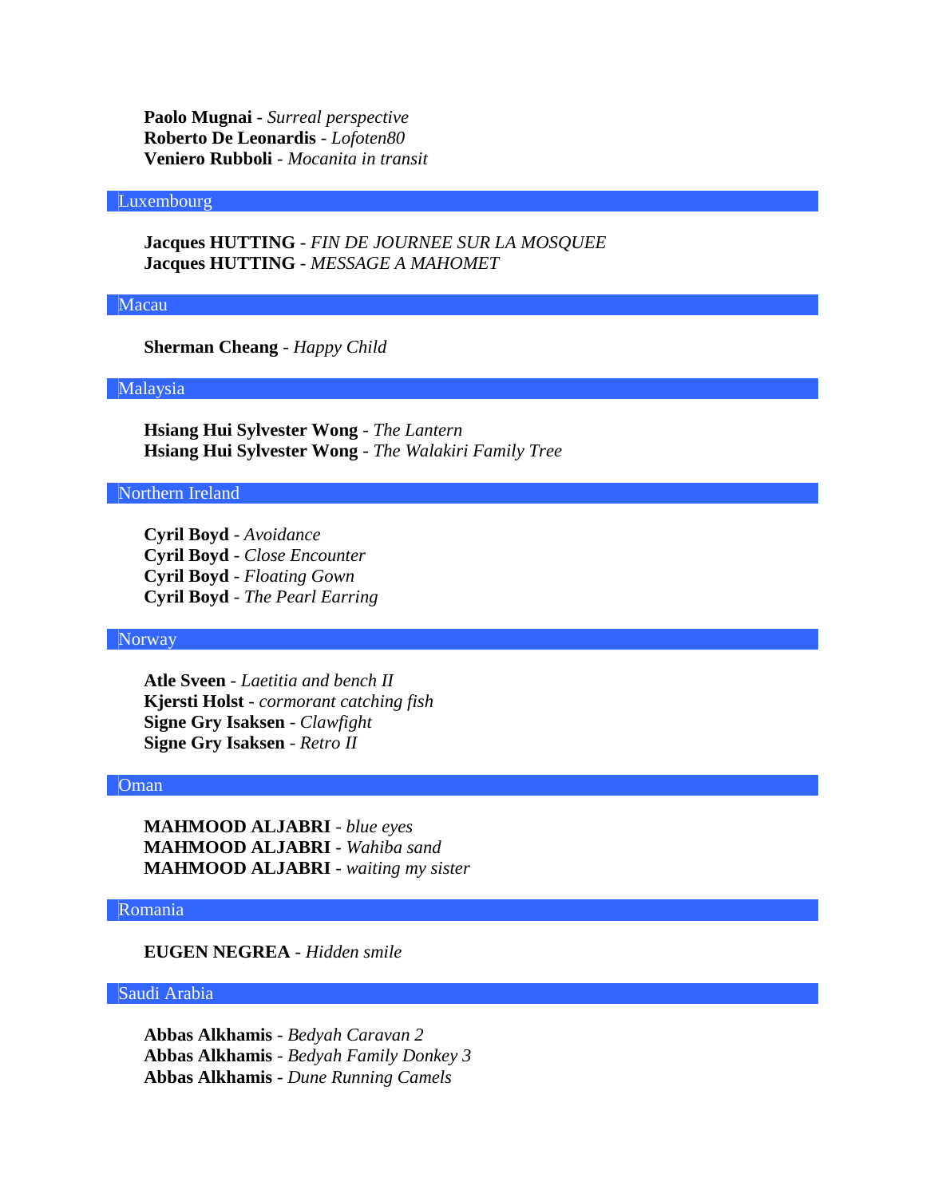**Paolo Mugnai** - *Surreal perspective*
**Roberto De Leonardis** - *Lofoten80*
**Veniero Rubboli** - *Mocanita in transit*

## Luxembourg

**Jacques HUTTING** - *FIN DE JOURNEE SUR LA MOSQUEE*
**Jacques HUTTING** - *MESSAGE A MAHOMET*

## Macau

**Sherman Cheang** - *Happy Child*

## Malaysia

**Hsiang Hui Sylvester Wong** - *The Lantern*
**Hsiang Hui Sylvester Wong** - *The Walakiri Family Tree*

## Northern Ireland

**Cyril Boyd** - *Avoidance*
**Cyril Boyd** - *Close Encounter*
**Cyril Boyd** - *Floating Gown*
**Cyril Boyd** - *The Pearl Earring*

## Norway

**Atle Sveen** - *Laetitia and bench II*
**Kjersti Holst** - *cormorant catching fish*
**Signe Gry Isaksen** - *Clawfight*
**Signe Gry Isaksen** - *Retro II*

## Oman

**MAHMOOD ALJABRI** - *blue eyes*
**MAHMOOD ALJABRI** - *Wahiba sand*
**MAHMOOD ALJABRI** - *waiting my sister*

## Romania

**EUGEN NEGREA** - *Hidden smile*

## Saudi Arabia

**Abbas Alkhamis** - *Bedyah Caravan 2*
**Abbas Alkhamis** - *Bedyah Family Donkey 3*
**Abbas Alkhamis** - *Dune Running Camels*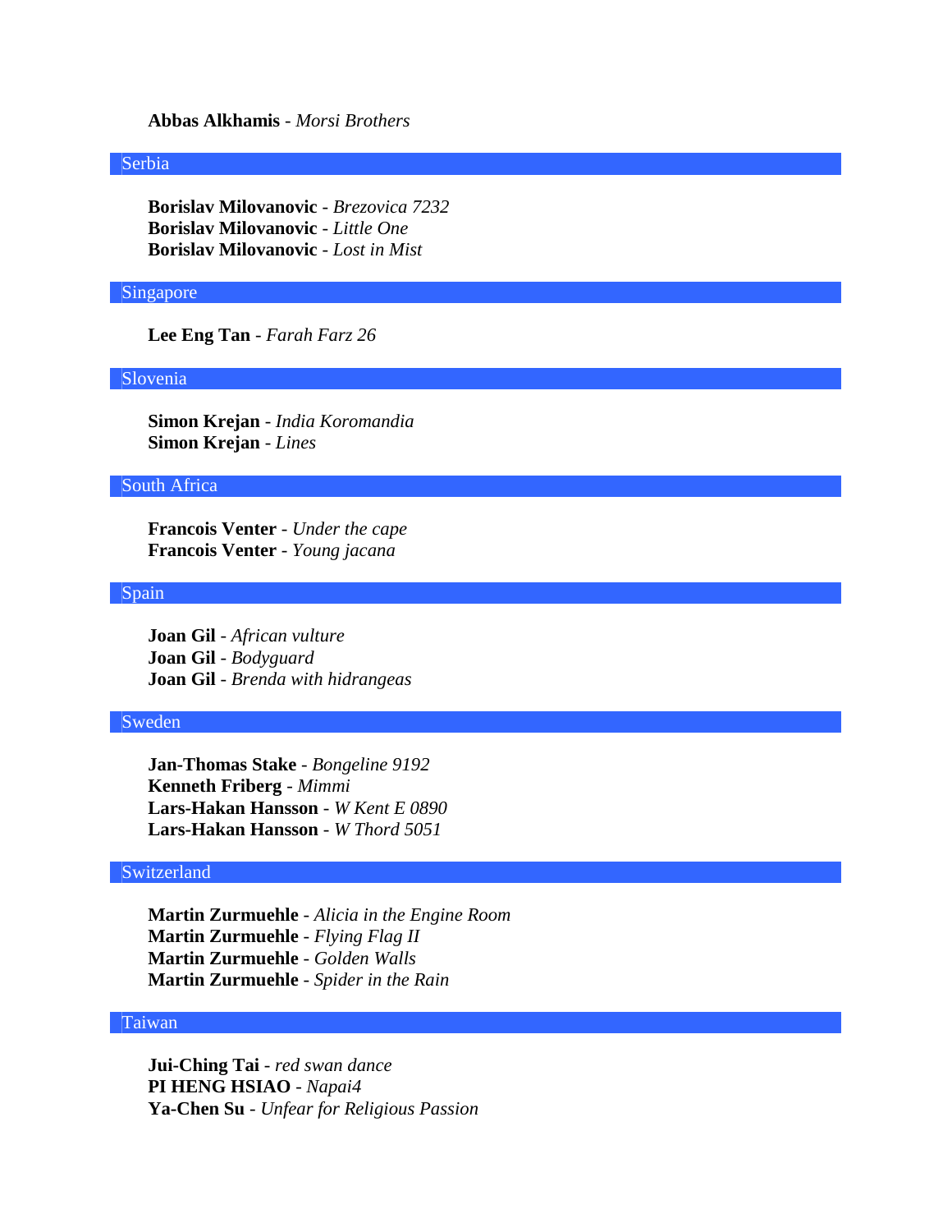**Abbas Alkhamis** - *Morsi Brothers*

## Serbia

**Borislav Milovanovic** - *Brezovica 7232*
**Borislav Milovanovic** - *Little One*
**Borislav Milovanovic** - *Lost in Mist*

## Singapore

**Lee Eng Tan** - *Farah Farz 26*

## Slovenia

**Simon Krejan** - *India Koromandia*
**Simon Krejan** - *Lines*

## South Africa

**Francois Venter** - *Under the cape*
**Francois Venter** - *Young jacana*

## Spain

**Joan Gil** - *African vulture*
**Joan Gil** - *Bodyguard*
**Joan Gil** - *Brenda with hidrangeas*

## Sweden

**Jan-Thomas Stake** - *Bongeline 9192*
**Kenneth Friberg** - *Mimmi*
**Lars-Hakan Hansson** - *W Kent E 0890*
**Lars-Hakan Hansson** - *W Thord 5051*

## Switzerland

**Martin Zurmuehle** - *Alicia in the Engine Room*
**Martin Zurmuehle** - *Flying Flag II*
**Martin Zurmuehle** - *Golden Walls*
**Martin Zurmuehle** - *Spider in the Rain*

## Taiwan

**Jui-Ching Tai** - *red swan dance*
**PI HENG HSIAO** - *Napai4*
**Ya-Chen Su** - *Unfear for Religious Passion*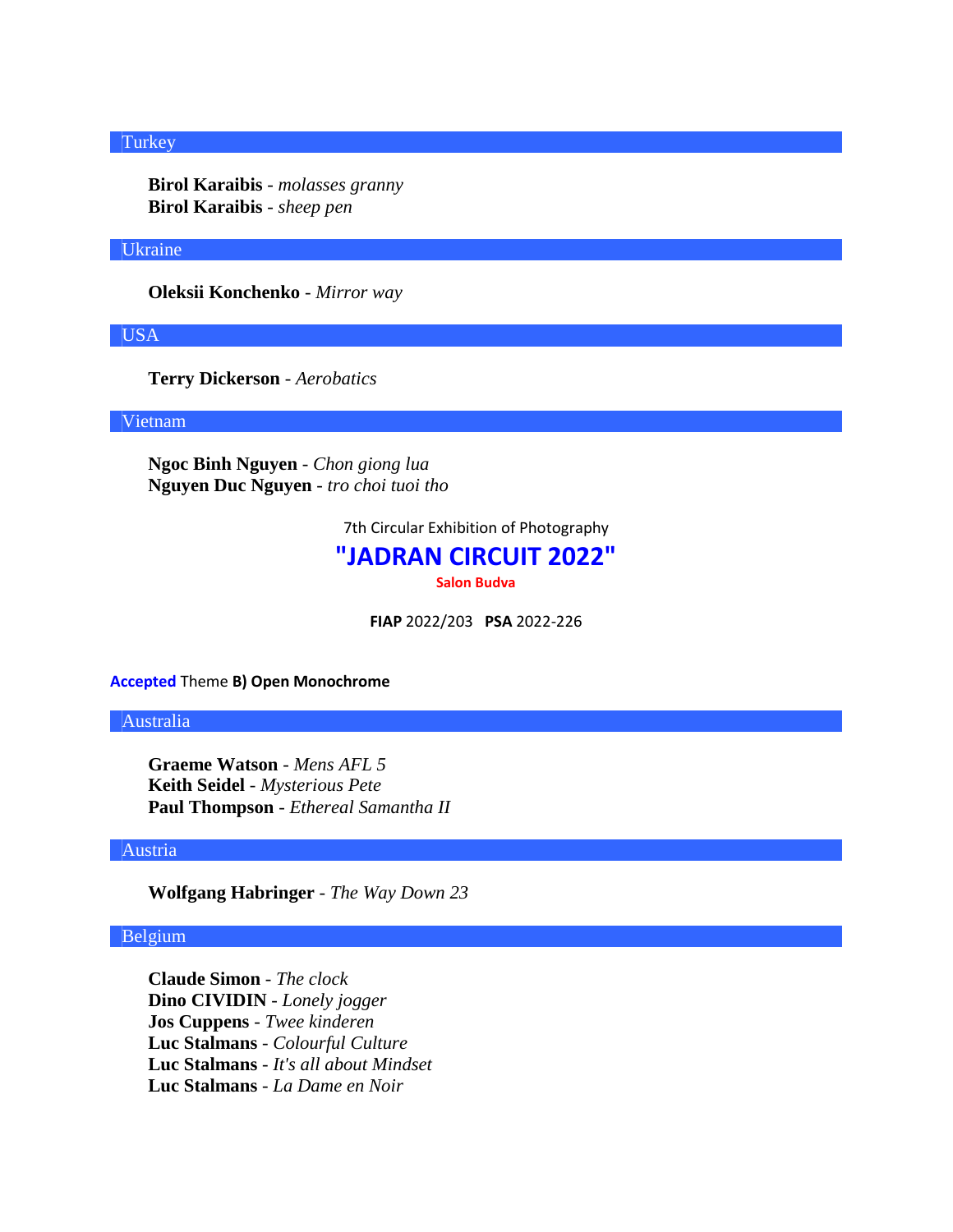## Turkey

**Birol Karaibis** - *molasses granny*
**Birol Karaibis** - *sheep pen*

## Ukraine

**Oleksii Konchenko** - *Mirror way*

## USA

**Terry Dickerson** - *Aerobatics*

## Vietnam

**Ngoc Binh Nguyen** - *Chon giong lua*
**Nguyen Duc Nguyen** - *tro choi tuoi tho*

7th Circular Exhibition of Photography

# "JADRAN CIRCUIT 2022"

**Salon Budva**

**FIAP** 2022/203 **PSA** 2022-226

**Accepted** Theme **B) Open Monochrome**

## Australia

**Graeme Watson** - *Mens AFL 5*
**Keith Seidel** - *Mysterious Pete*
**Paul Thompson** - *Ethereal Samantha II*

## Austria

**Wolfgang Habringer** - *The Way Down 23*

## Belgium

**Claude Simon** - *The clock*
**Dino CIVIDIN** - *Lonely jogger*
**Jos Cuppens** - *Twee kinderen*
**Luc Stalmans** - *Colourful Culture*
**Luc Stalmans** - *It's all about Mindset*
**Luc Stalmans** - *La Dame en Noir*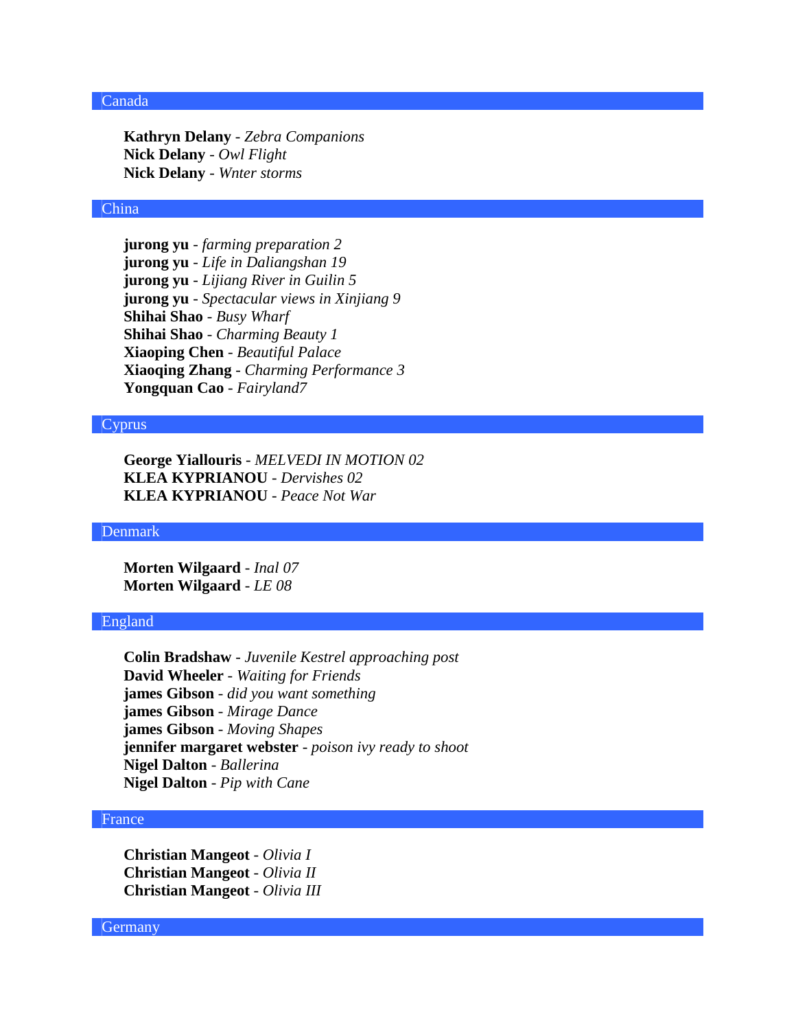## Canada

**Kathryn Delany** - *Zebra Companions*
**Nick Delany** - *Owl Flight*
**Nick Delany** - *Wnter storms*

## China

**jurong yu** - *farming preparation 2*
**jurong yu** - *Life in Daliangshan 19*
**jurong yu** - *Lijiang River in Guilin 5*
**jurong yu** - *Spectacular views in Xinjiang 9*
**Shihai Shao** - *Busy Wharf*
**Shihai Shao** - *Charming Beauty 1*
**Xiaoping Chen** - *Beautiful Palace*
**Xiaoqing Zhang** - *Charming Performance 3*
**Yongquan Cao** - *Fairyland7*

## Cyprus

**George Yiallouris** - *MELVEDI IN MOTION 02*
**KLEA KYPRIANOU** - *Dervishes 02*
**KLEA KYPRIANOU** - *Peace Not War*

## Denmark

**Morten Wilgaard** - *Inal 07*
**Morten Wilgaard** - *LE 08*

## England

**Colin Bradshaw** - *Juvenile Kestrel approaching post*
**David Wheeler** - *Waiting for Friends*
**james Gibson** - *did you want something*
**james Gibson** - *Mirage Dance*
**james Gibson** - *Moving Shapes*
**jennifer margaret webster** - *poison ivy ready to shoot*
**Nigel Dalton** - *Ballerina*
**Nigel Dalton** - *Pip with Cane*

## France

**Christian Mangeot** - *Olivia I*
**Christian Mangeot** - *Olivia II*
**Christian Mangeot** - *Olivia III*

## Germany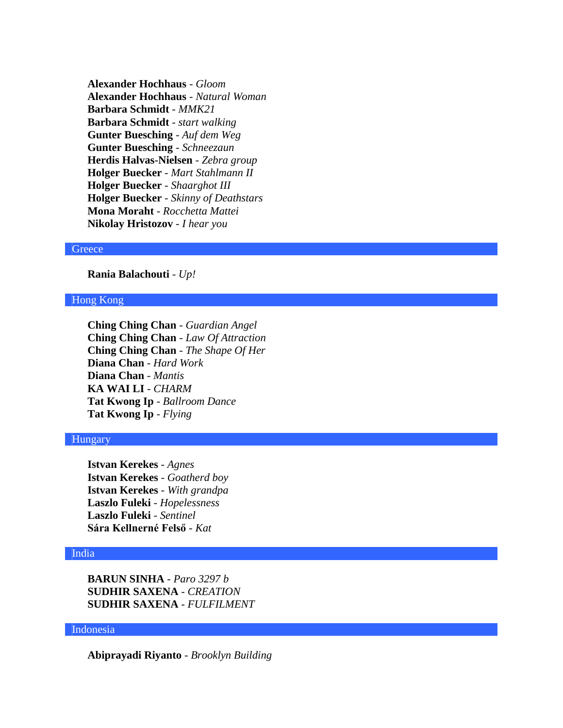**Alexander Hochhaus** - *Gloom*
**Alexander Hochhaus** - *Natural Woman*
**Barbara Schmidt** - *MMK21*
**Barbara Schmidt** - *start walking*
**Gunter Buesching** - *Auf dem Weg*
**Gunter Buesching** - *Schneezaun*
**Herdis Halvas-Nielsen** - *Zebra group*
**Holger Buecker** - *Mart Stahlmann II*
**Holger Buecker** - *Shaarghot III*
**Holger Buecker** - *Skinny of Deathstars*
**Mona Moraht** - *Rocchetta Mattei*
**Nikolay Hristozov** - *I hear you*

## Greece

**Rania Balachouti** - *Up!*

## Hong Kong

**Ching Ching Chan** - *Guardian Angel*
**Ching Ching Chan** - *Law Of Attraction*
**Ching Ching Chan** - *The Shape Of Her*
**Diana Chan** - *Hard Work*
**Diana Chan** - *Mantis*
**KA WAI LI** - *CHARM*
**Tat Kwong Ip** - *Ballroom Dance*
**Tat Kwong Ip** - *Flying*

## Hungary

**Istvan Kerekes** - *Agnes*
**Istvan Kerekes** - *Goatherd boy*
**Istvan Kerekes** - *With grandpa*
**Laszlo Fuleki** - *Hopelessness*
**Laszlo Fuleki** - *Sentinel*
**Sára Kellnerné Felső** - *Kat*

## India

**BARUN SINHA** - *Paro 3297 b*
**SUDHIR SAXENA** - *CREATION*
**SUDHIR SAXENA** - *FULFILMENT*

## Indonesia

**Abiprayadi Riyanto** - *Brooklyn Building*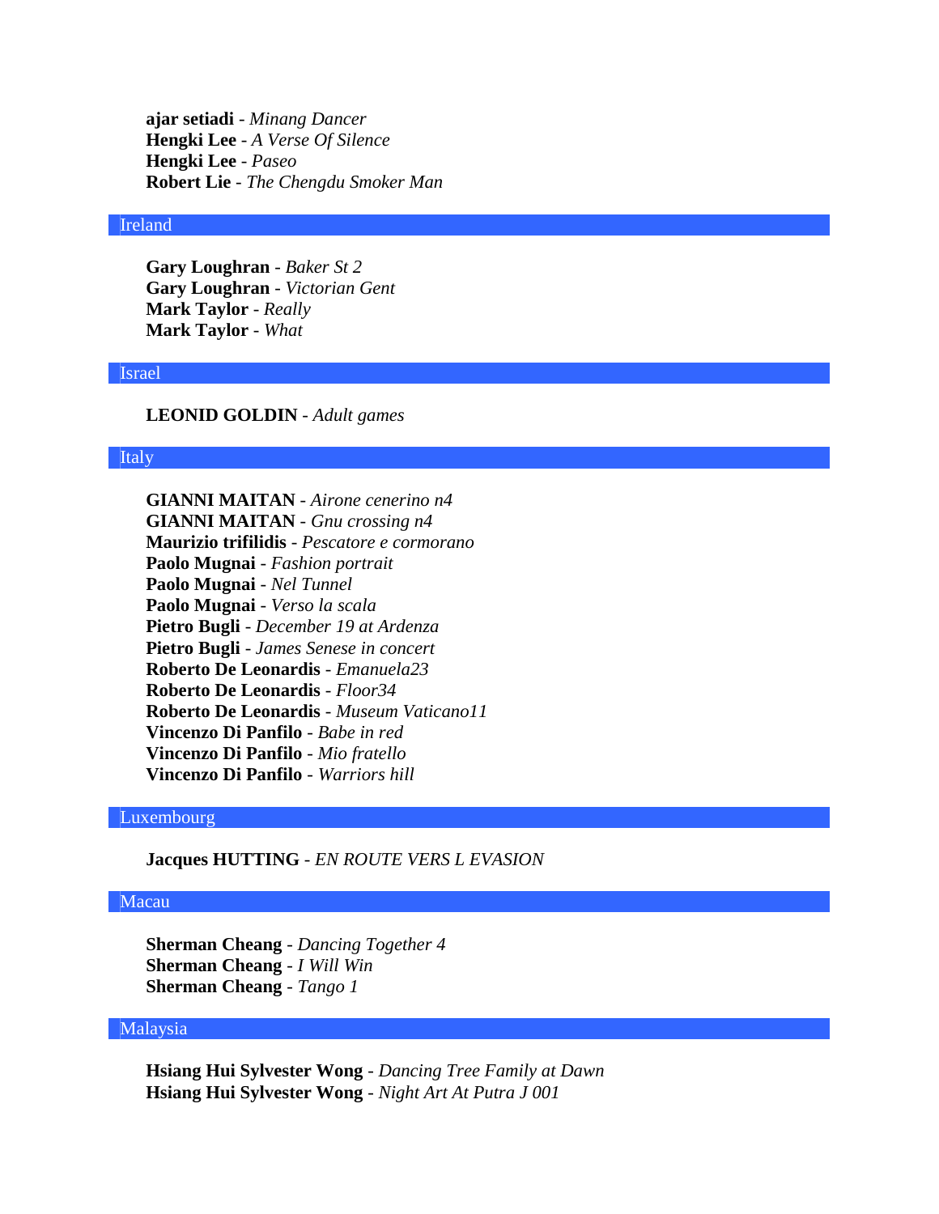**ajar setiadi** - *Minang Dancer*
**Hengki Lee** - *A Verse Of Silence*
**Hengki Lee** - *Paseo*
**Robert Lie** - *The Chengdu Smoker Man*

## Ireland

**Gary Loughran** - *Baker St 2*
**Gary Loughran** - *Victorian Gent*
**Mark Taylor** - *Really*
**Mark Taylor** - *What*

## Israel

**LEONID GOLDIN** - *Adult games*

## Italy

**GIANNI MAITAN** - *Airone cenerino n4*
**GIANNI MAITAN** - *Gnu crossing n4*
**Maurizio trifilidis** - *Pescatore e cormorano*
**Paolo Mugnai** - *Fashion portrait*
**Paolo Mugnai** - *Nel Tunnel*
**Paolo Mugnai** - *Verso la scala*
**Pietro Bugli** - *December 19 at Ardenza*
**Pietro Bugli** - *James Senese in concert*
**Roberto De Leonardis** - *Emanuela23*
**Roberto De Leonardis** - *Floor34*
**Roberto De Leonardis** - *Museum Vaticano11*
**Vincenzo Di Panfilo** - *Babe in red*
**Vincenzo Di Panfilo** - *Mio fratello*
**Vincenzo Di Panfilo** - *Warriors hill*

## Luxembourg

**Jacques HUTTING** - *EN ROUTE VERS L EVASION*

## Macau

**Sherman Cheang** - *Dancing Together 4*
**Sherman Cheang** - *I Will Win*
**Sherman Cheang** - *Tango 1*

## Malaysia

**Hsiang Hui Sylvester Wong** - *Dancing Tree Family at Dawn*
**Hsiang Hui Sylvester Wong** - *Night Art At Putra J 001*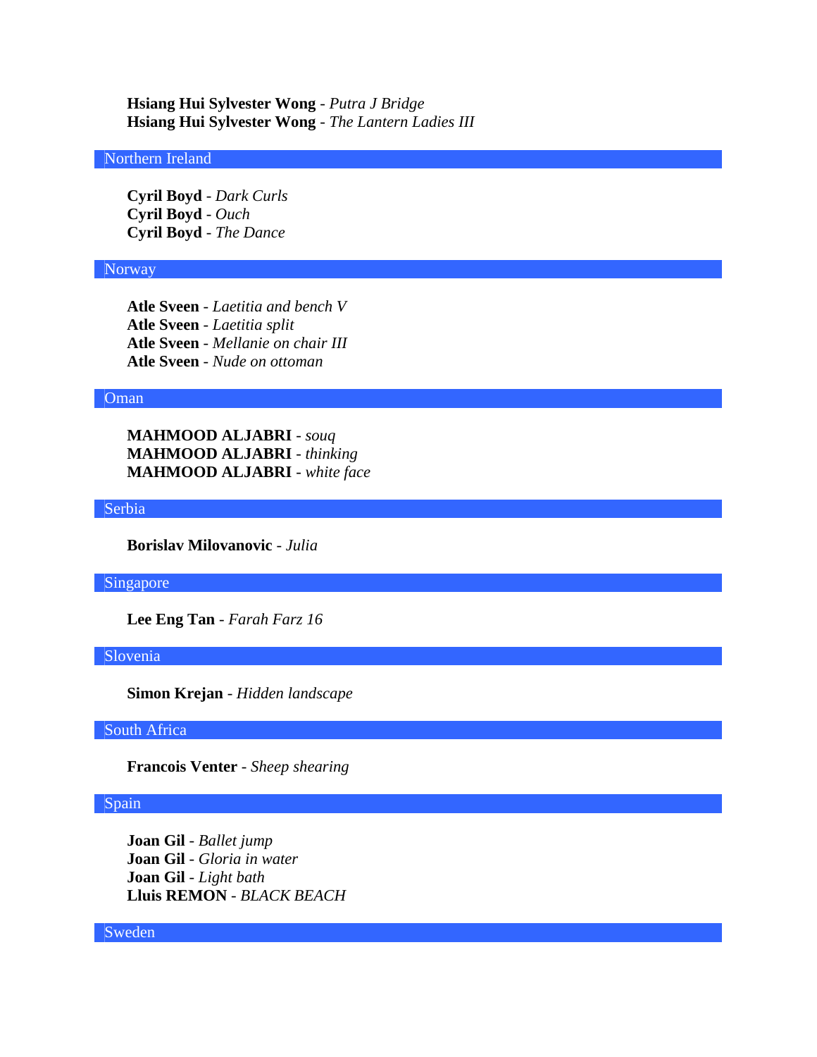**Hsiang Hui Sylvester Wong** - *Putra J Bridge*
**Hsiang Hui Sylvester Wong** - *The Lantern Ladies III*

## Northern Ireland

**Cyril Boyd** - *Dark Curls*
**Cyril Boyd** - *Ouch*
**Cyril Boyd** - *The Dance*

## Norway

**Atle Sveen** - *Laetitia and bench V*
**Atle Sveen** - *Laetitia split*
**Atle Sveen** - *Mellanie on chair III*
**Atle Sveen** - *Nude on ottoman*

## Oman

**MAHMOOD ALJABRI** - *souq*
**MAHMOOD ALJABRI** - *thinking*
**MAHMOOD ALJABRI** - *white face*

## Serbia

**Borislav Milovanovic** - *Julia*

## Singapore

**Lee Eng Tan** - *Farah Farz 16*

## Slovenia

**Simon Krejan** - *Hidden landscape*

## South Africa

**Francois Venter** - *Sheep shearing*

## Spain

**Joan Gil** - *Ballet jump*
**Joan Gil** - *Gloria in water*
**Joan Gil** - *Light bath*
**Lluis REMON** - *BLACK BEACH*

## Sweden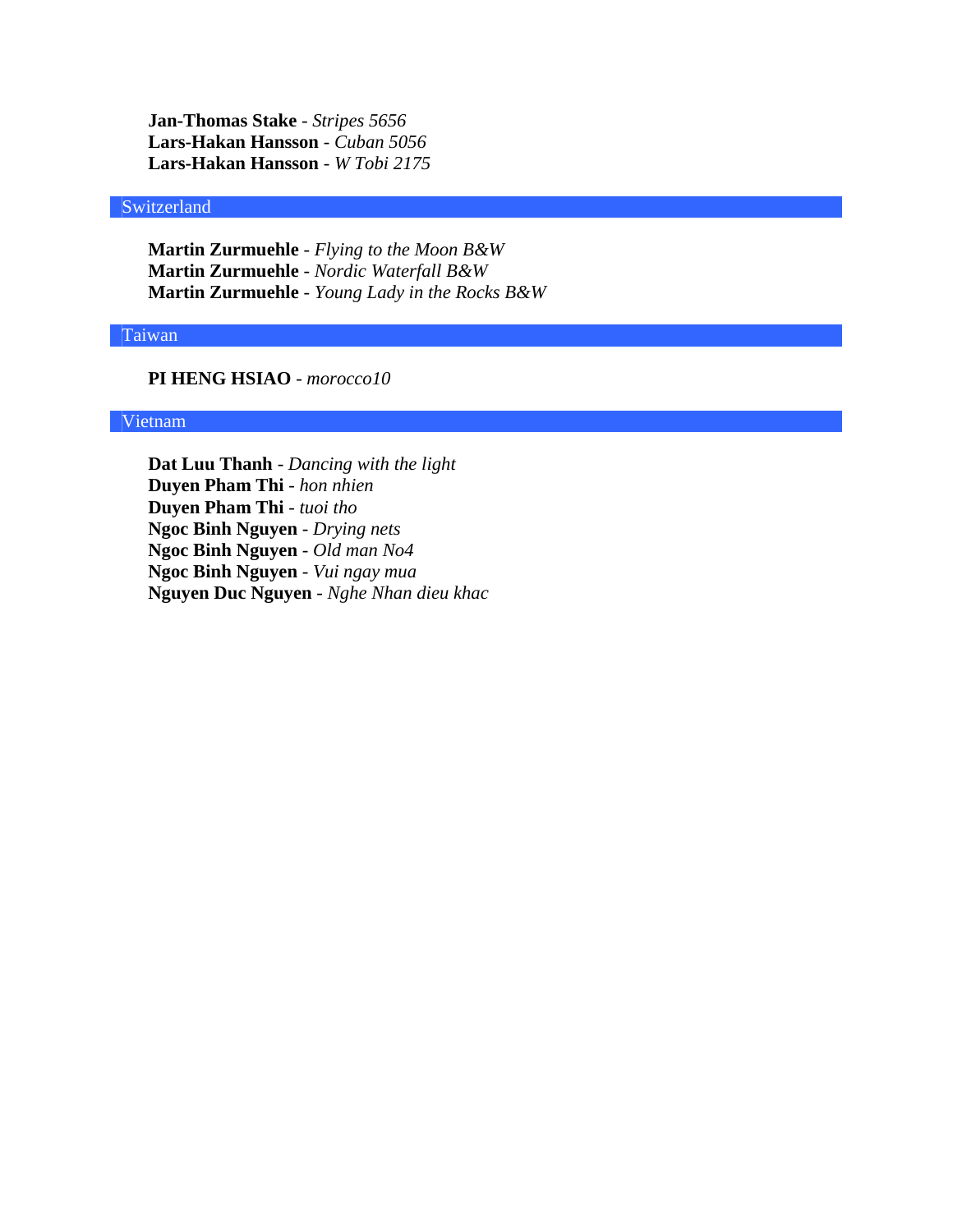**Jan-Thomas Stake** - *Stripes 5656*
**Lars-Hakan Hansson** - *Cuban 5056*
**Lars-Hakan Hansson** - *W Tobi 2175*

## Switzerland

**Martin Zurmuehle** - *Flying to the Moon B&W*
**Martin Zurmuehle** - *Nordic Waterfall B&W*
**Martin Zurmuehle** - *Young Lady in the Rocks B&W*

## Taiwan

**PI HENG HSIAO** - *morocco10*

## Vietnam

**Dat Luu Thanh** - *Dancing with the light*
**Duyen Pham Thi** - *hon nhien*
**Duyen Pham Thi** - *tuoi tho*
**Ngoc Binh Nguyen** - *Drying nets*
**Ngoc Binh Nguyen** - *Old man No4*
**Ngoc Binh Nguyen** - *Vui ngay mua*
**Nguyen Duc Nguyen** - *Nghe Nhan dieu khac*